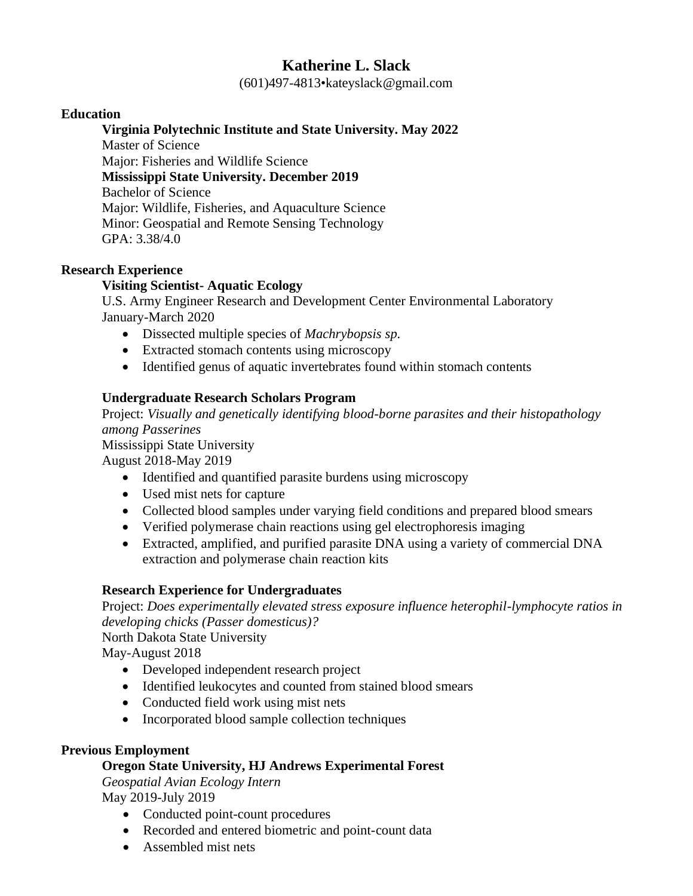# Katherine L. Slack

(601)497-4813•kateyslack@gmail.com

## Education

**Virginia Polytechnic Institute and State University. May 2022**
Master of Science
Major: Fisheries and Wildlife Science

**Mississippi State University. December 2019**
Bachelor of Science
Major: Wildlife, Fisheries, and Aquaculture Science
Minor: Geospatial and Remote Sensing Technology
GPA: 3.38/4.0

## Research Experience

**Visiting Scientist- Aquatic Ecology**
U.S. Army Engineer Research and Development Center Environmental Laboratory
January-March 2020

- Dissected multiple species of *Machrybopsis sp.*
- Extracted stomach contents using microscopy
- Identified genus of aquatic invertebrates found within stomach contents

**Undergraduate Research Scholars Program**
Project: *Visually and genetically identifying blood-borne parasites and their histopathology among Passerines*
Mississippi State University
August 2018-May 2019

- Identified and quantified parasite burdens using microscopy
- Used mist nets for capture
- Collected blood samples under varying field conditions and prepared blood smears
- Verified polymerase chain reactions using gel electrophoresis imaging
- Extracted, amplified, and purified parasite DNA using a variety of commercial DNA extraction and polymerase chain reaction kits

**Research Experience for Undergraduates**
Project: *Does experimentally elevated stress exposure influence heterophil-lymphocyte ratios in developing chicks (Passer domesticus)?*
North Dakota State University
May-August 2018

- Developed independent research project
- Identified leukocytes and counted from stained blood smears
- Conducted field work using mist nets
- Incorporated blood sample collection techniques

## Previous Employment

**Oregon State University, HJ Andrews Experimental Forest**
*Geospatial Avian Ecology Intern*
May 2019-July 2019

- Conducted point-count procedures
- Recorded and entered biometric and point-count data
- Assembled mist nets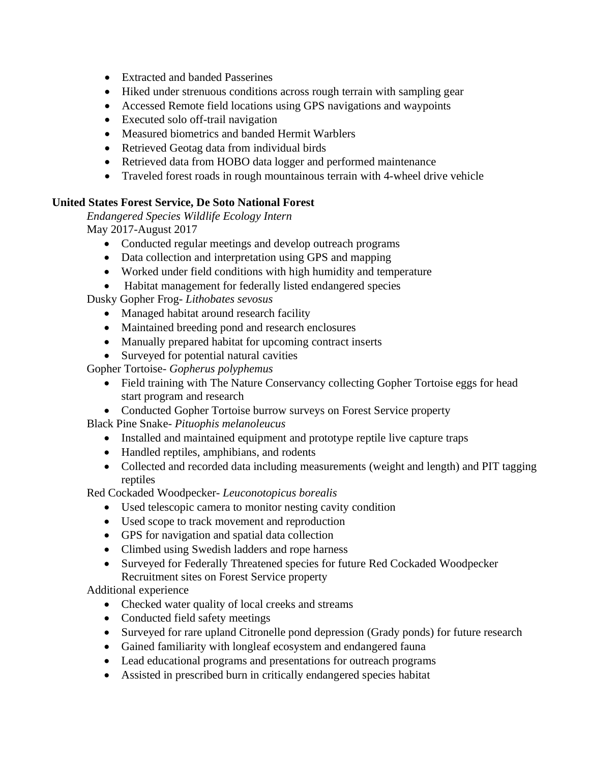- Extracted and banded Passerines
- Hiked under strenuous conditions across rough terrain with sampling gear
- Accessed Remote field locations using GPS navigations and waypoints
- Executed solo off-trail navigation
- Measured biometrics and banded Hermit Warblers
- Retrieved Geotag data from individual birds
- Retrieved data from HOBO data logger and performed maintenance
- Traveled forest roads in rough mountainous terrain with 4-wheel drive vehicle

**United States Forest Service, De Soto National Forest**

*Endangered Species Wildlife Ecology Intern*

May 2017-August 2017

- Conducted regular meetings and develop outreach programs
- Data collection and interpretation using GPS and mapping
- Worked under field conditions with high humidity and temperature
- Habitat management for federally listed endangered species

Dusky Gopher Frog- *Lithobates sevosus*

- Managed habitat around research facility
- Maintained breeding pond and research enclosures
- Manually prepared habitat for upcoming contract inserts
- Surveyed for potential natural cavities

Gopher Tortoise- *Gopherus polyphemus*

- Field training with The Nature Conservancy collecting Gopher Tortoise eggs for head start program and research
- Conducted Gopher Tortoise burrow surveys on Forest Service property

Black Pine Snake- *Pituophis melanoleucus*

- Installed and maintained equipment and prototype reptile live capture traps
- Handled reptiles, amphibians, and rodents
- Collected and recorded data including measurements (weight and length) and PIT tagging reptiles

Red Cockaded Woodpecker- *Leuconotopicus borealis*

- Used telescopic camera to monitor nesting cavity condition
- Used scope to track movement and reproduction
- GPS for navigation and spatial data collection
- Climbed using Swedish ladders and rope harness
- Surveyed for Federally Threatened species for future Red Cockaded Woodpecker Recruitment sites on Forest Service property

Additional experience

- Checked water quality of local creeks and streams
- Conducted field safety meetings
- Surveyed for rare upland Citronelle pond depression (Grady ponds) for future research
- Gained familiarity with longleaf ecosystem and endangered fauna
- Lead educational programs and presentations for outreach programs
- Assisted in prescribed burn in critically endangered species habitat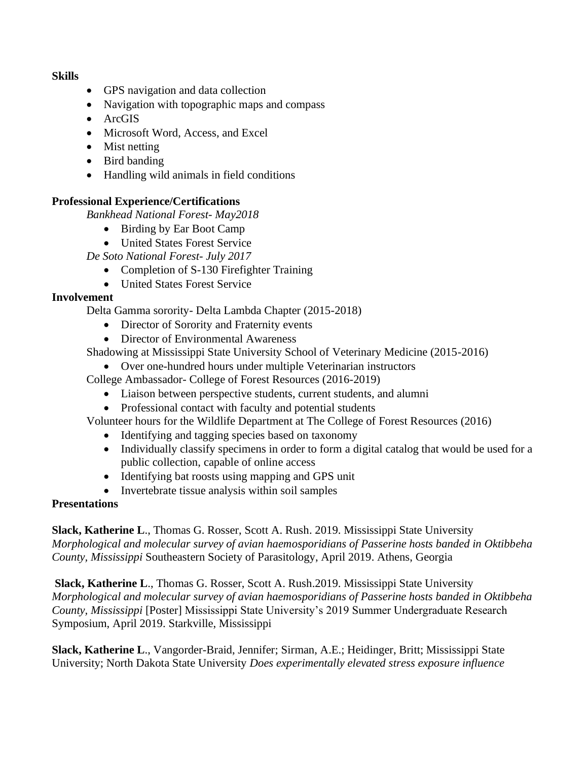**Skills**

- GPS navigation and data collection
- Navigation with topographic maps and compass
- ArcGIS
- Microsoft Word, Access, and Excel
- Mist netting
- Bird banding
- Handling wild animals in field conditions

**Professional Experience/Certifications**

*Bankhead National Forest- May2018*

- Birding by Ear Boot Camp
- United States Forest Service

*De Soto National Forest- July 2017*

- Completion of S-130 Firefighter Training
- United States Forest Service

**Involvement**

Delta Gamma sorority- Delta Lambda Chapter (2015-2018)

- Director of Sorority and Fraternity events
- Director of Environmental Awareness

Shadowing at Mississippi State University School of Veterinary Medicine (2015-2016)

- Over one-hundred hours under multiple Veterinarian instructors

College Ambassador- College of Forest Resources (2016-2019)

- Liaison between perspective students, current students, and alumni
- Professional contact with faculty and potential students

Volunteer hours for the Wildlife Department at The College of Forest Resources (2016)

- Identifying and tagging species based on taxonomy
- Individually classify specimens in order to form a digital catalog that would be used for a public collection, capable of online access
- Identifying bat roosts using mapping and GPS unit
- Invertebrate tissue analysis within soil samples

**Presentations**

**Slack, Katherine L**., Thomas G. Rosser, Scott A. Rush. 2019. Mississippi State University *Morphological and molecular survey of avian haemosporidians of Passerine hosts banded in Oktibbeha County, Mississippi* Southeastern Society of Parasitology, April 2019. Athens, Georgia

**Slack, Katherine L**., Thomas G. Rosser, Scott A. Rush.2019. Mississippi State University *Morphological and molecular survey of avian haemosporidians of Passerine hosts banded in Oktibbeha County, Mississippi* [Poster] Mississippi State University's 2019 Summer Undergraduate Research Symposium, April 2019. Starkville, Mississippi

**Slack, Katherine L**., Vangorder-Braid, Jennifer; Sirman, A.E.; Heidinger, Britt; Mississippi State University; North Dakota State University *Does experimentally elevated stress exposure influence*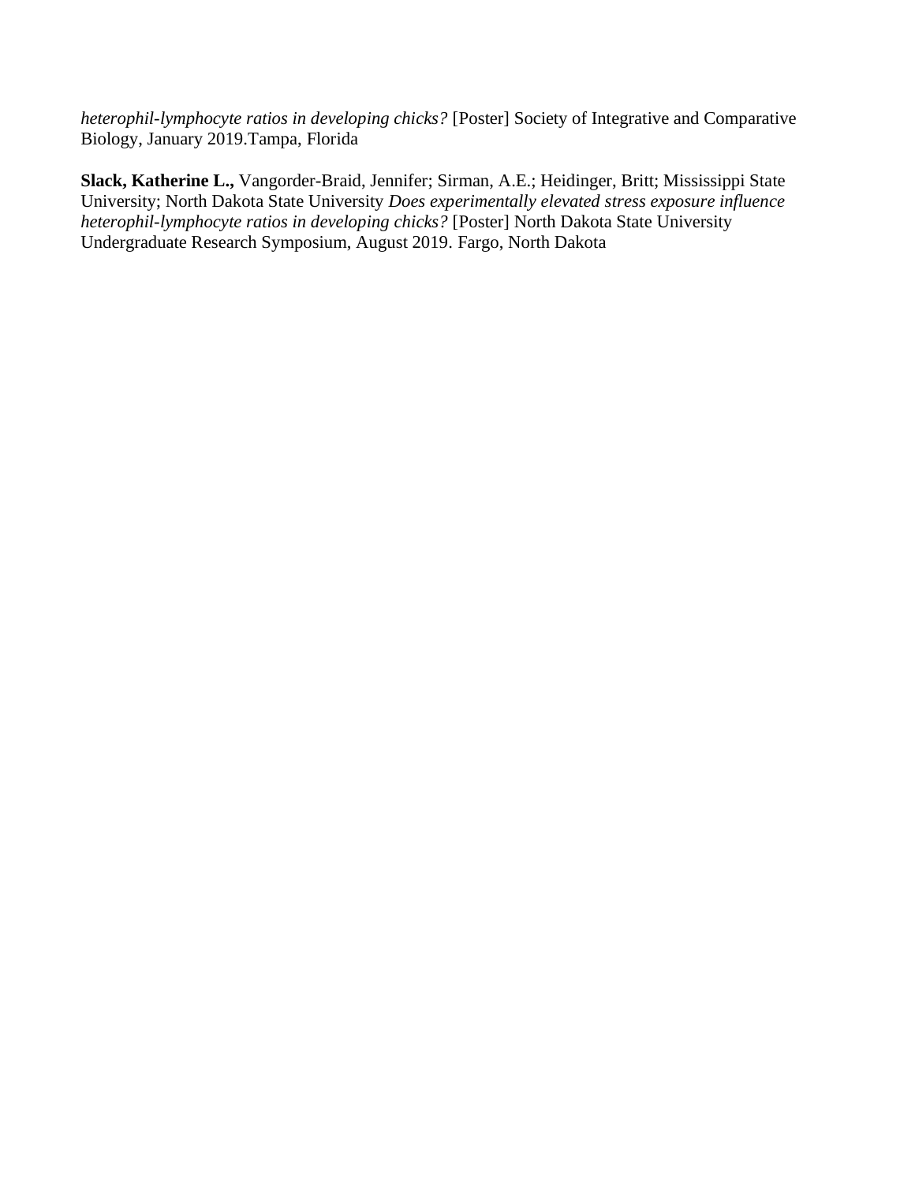*heterophil-lymphocyte ratios in developing chicks?* [Poster] Society of Integrative and Comparative Biology, January 2019.Tampa, Florida

**Slack, Katherine L.,** Vangorder-Braid, Jennifer; Sirman, A.E.; Heidinger, Britt; Mississippi State University; North Dakota State University *Does experimentally elevated stress exposure influence heterophil-lymphocyte ratios in developing chicks?* [Poster] North Dakota State University Undergraduate Research Symposium, August 2019. Fargo, North Dakota